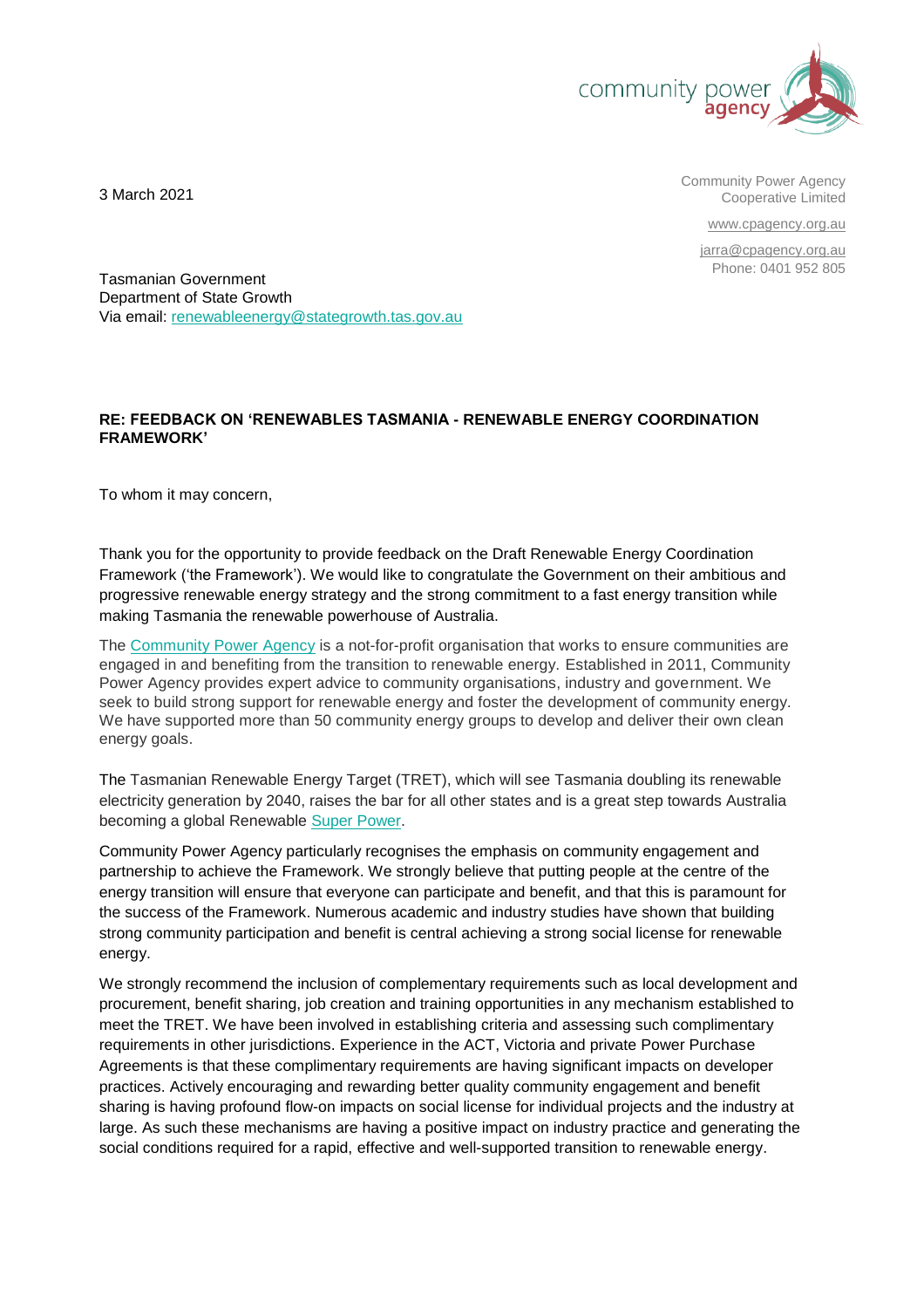community power agency

Community Power Agency
Cooperative Limited

www.cpagency.org.au

jarra@cpagency.org.au
Phone: 0401 952 805

3 March 2021

Tasmanian Government
Department of State Growth
Via email: renewableenergy@stategrowth.tas.gov.au

**RE: FEEDBACK ON 'RENEWABLES TASMANIA - RENEWABLE ENERGY COORDINATION FRAMEWORK'**

To whom it may concern,

Thank you for the opportunity to provide feedback on the Draft Renewable Energy Coordination Framework ('the Framework'). We would like to congratulate the Government on their ambitious and progressive renewable energy strategy and the strong commitment to a fast energy transition while making Tasmania the renewable powerhouse of Australia.

The Community Power Agency is a not-for-profit organisation that works to ensure communities are engaged in and benefiting from the transition to renewable energy. Established in 2011, Community Power Agency provides expert advice to community organisations, industry and government. We seek to build strong support for renewable energy and foster the development of community energy. We have supported more than 50 community energy groups to develop and deliver their own clean energy goals.

The Tasmanian Renewable Energy Target (TRET), which will see Tasmania doubling its renewable electricity generation by 2040, raises the bar for all other states and is a great step towards Australia becoming a global Renewable Super Power.

Community Power Agency particularly recognises the emphasis on community engagement and partnership to achieve the Framework. We strongly believe that putting people at the centre of the energy transition will ensure that everyone can participate and benefit, and that this is paramount for the success of the Framework. Numerous academic and industry studies have shown that building strong community participation and benefit is central achieving a strong social license for renewable energy.

We strongly recommend the inclusion of complementary requirements such as local development and procurement, benefit sharing, job creation and training opportunities in any mechanism established to meet the TRET. We have been involved in establishing criteria and assessing such complimentary requirements in other jurisdictions. Experience in the ACT, Victoria and private Power Purchase Agreements is that these complimentary requirements are having significant impacts on developer practices. Actively encouraging and rewarding better quality community engagement and benefit sharing is having profound flow-on impacts on social license for individual projects and the industry at large. As such these mechanisms are having a positive impact on industry practice and generating the social conditions required for a rapid, effective and well-supported transition to renewable energy.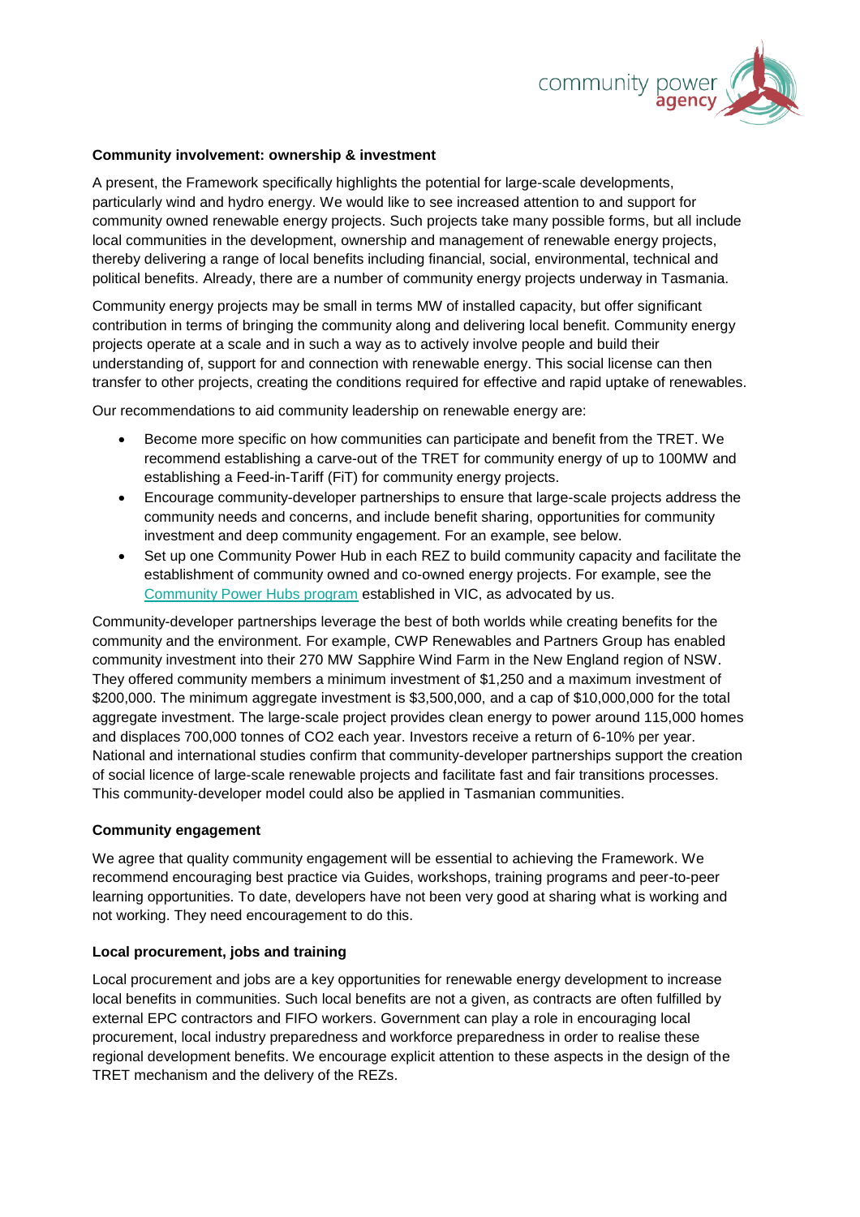**Community involvement: ownership & investment**

A present, the Framework specifically highlights the potential for large-scale developments, particularly wind and hydro energy. We would like to see increased attention to and support for community owned renewable energy projects. Such projects take many possible forms, but all include local communities in the development, ownership and management of renewable energy projects, thereby delivering a range of local benefits including financial, social, environmental, technical and political benefits. Already, there are a number of community energy projects underway in Tasmania.

Community energy projects may be small in terms MW of installed capacity, but offer significant contribution in terms of bringing the community along and delivering local benefit. Community energy projects operate at a scale and in such a way as to actively involve people and build their understanding of, support for and connection with renewable energy. This social license can then transfer to other projects, creating the conditions required for effective and rapid uptake of renewables.

Our recommendations to aid community leadership on renewable energy are:

- Become more specific on how communities can participate and benefit from the TRET. We recommend establishing a carve-out of the TRET for community energy of up to 100MW and establishing a Feed-in-Tariff (FiT) for community energy projects.
- Encourage community-developer partnerships to ensure that large-scale projects address the community needs and concerns, and include benefit sharing, opportunities for community investment and deep community engagement. For an example, see below.
- Set up one Community Power Hub in each REZ to build community capacity and facilitate the establishment of community owned and co-owned energy projects. For example, see the Community Power Hubs program established in VIC, as advocated by us.

Community-developer partnerships leverage the best of both worlds while creating benefits for the community and the environment. For example, CWP Renewables and Partners Group has enabled community investment into their 270 MW Sapphire Wind Farm in the New England region of NSW. They offered community members a minimum investment of $1,250 and a maximum investment of $200,000. The minimum aggregate investment is $3,500,000, and a cap of $10,000,000 for the total aggregate investment. The large-scale project provides clean energy to power around 115,000 homes and displaces 700,000 tonnes of CO2 each year. Investors receive a return of 6-10% per year. National and international studies confirm that community-developer partnerships support the creation of social licence of large-scale renewable projects and facilitate fast and fair transitions processes. This community-developer model could also be applied in Tasmanian communities.

**Community engagement**

We agree that quality community engagement will be essential to achieving the Framework. We recommend encouraging best practice via Guides, workshops, training programs and peer-to-peer learning opportunities. To date, developers have not been very good at sharing what is working and not working. They need encouragement to do this.

**Local procurement, jobs and training**

Local procurement and jobs are a key opportunities for renewable energy development to increase local benefits in communities. Such local benefits are not a given, as contracts are often fulfilled by external EPC contractors and FIFO workers. Government can play a role in encouraging local procurement, local industry preparedness and workforce preparedness in order to realise these regional development benefits. We encourage explicit attention to these aspects in the design of the TRET mechanism and the delivery of the REZs.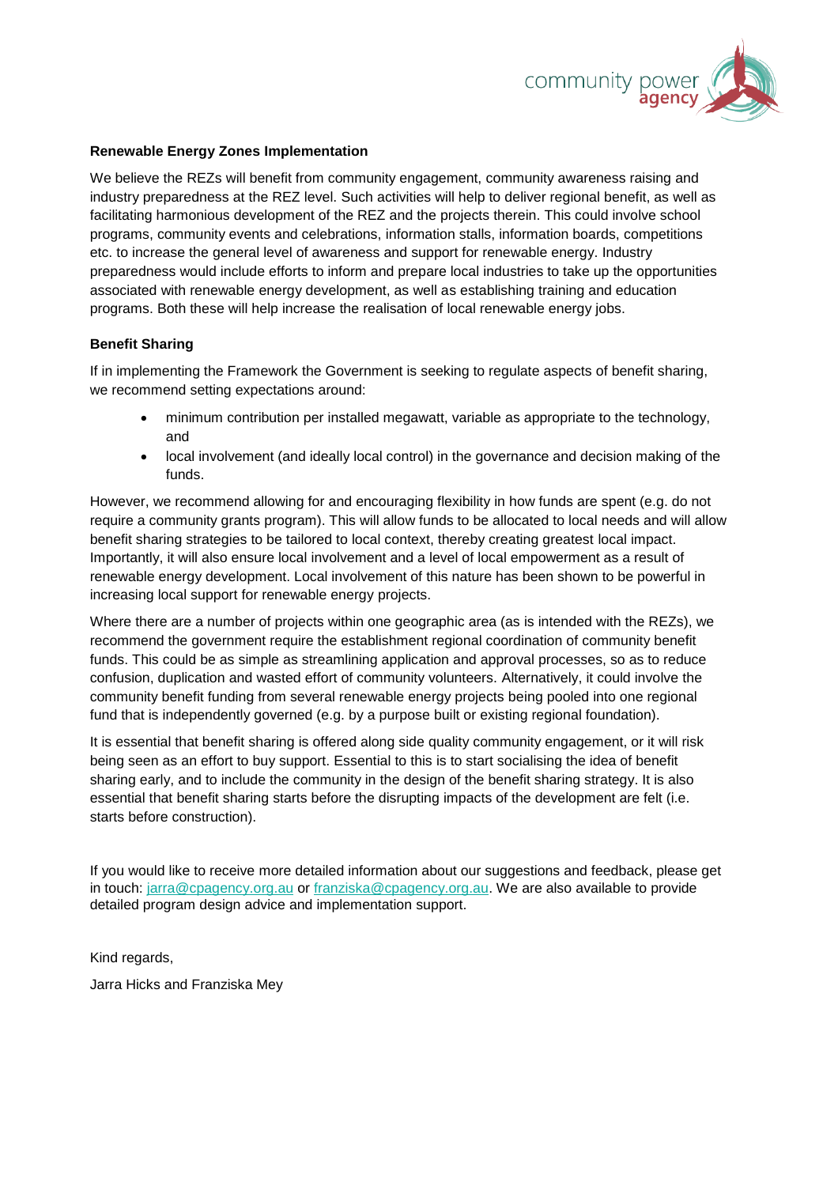**Renewable Energy Zones Implementation**

We believe the REZs will benefit from community engagement, community awareness raising and industry preparedness at the REZ level. Such activities will help to deliver regional benefit, as well as facilitating harmonious development of the REZ and the projects therein. This could involve school programs, community events and celebrations, information stalls, information boards, competitions etc. to increase the general level of awareness and support for renewable energy. Industry preparedness would include efforts to inform and prepare local industries to take up the opportunities associated with renewable energy development, as well as establishing training and education programs. Both these will help increase the realisation of local renewable energy jobs.

**Benefit Sharing**

If in implementing the Framework the Government is seeking to regulate aspects of benefit sharing, we recommend setting expectations around:

- minimum contribution per installed megawatt, variable as appropriate to the technology, and
- local involvement (and ideally local control) in the governance and decision making of the funds.

However, we recommend allowing for and encouraging flexibility in how funds are spent (e.g. do not require a community grants program). This will allow funds to be allocated to local needs and will allow benefit sharing strategies to be tailored to local context, thereby creating greatest local impact. Importantly, it will also ensure local involvement and a level of local empowerment as a result of renewable energy development. Local involvement of this nature has been shown to be powerful in increasing local support for renewable energy projects.

Where there are a number of projects within one geographic area (as is intended with the REZs), we recommend the government require the establishment regional coordination of community benefit funds. This could be as simple as streamlining application and approval processes, so as to reduce confusion, duplication and wasted effort of community volunteers. Alternatively, it could involve the community benefit funding from several renewable energy projects being pooled into one regional fund that is independently governed (e.g. by a purpose built or existing regional foundation).

It is essential that benefit sharing is offered along side quality community engagement, or it will risk being seen as an effort to buy support. Essential to this is to start socialising the idea of benefit sharing early, and to include the community in the design of the benefit sharing strategy. It is also essential that benefit sharing starts before the disrupting impacts of the development are felt (i.e. starts before construction).

If you would like to receive more detailed information about our suggestions and feedback, please get in touch: jarra@cpagency.org.au or franziska@cpagency.org.au. We are also available to provide detailed program design advice and implementation support.

Kind regards,

Jarra Hicks and Franziska Mey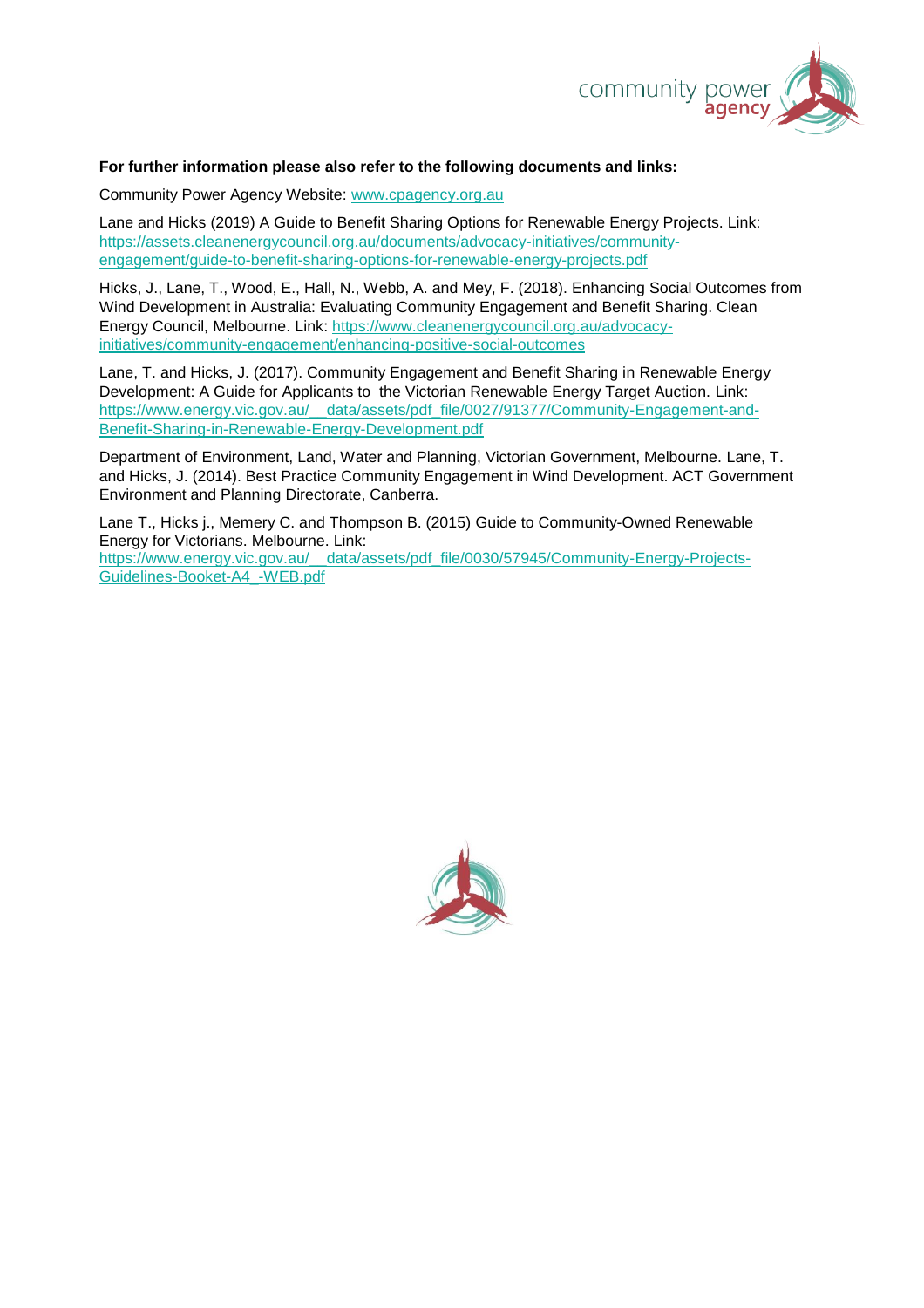**For further information please also refer to the following documents and links:**

Community Power Agency Website: www.cpagency.org.au

Lane and Hicks (2019) A Guide to Benefit Sharing Options for Renewable Energy Projects. Link: https://assets.cleanenergycouncil.org.au/documents/advocacy-initiatives/community-engagement/guide-to-benefit-sharing-options-for-renewable-energy-projects.pdf

Hicks, J., Lane, T., Wood, E., Hall, N., Webb, A. and Mey, F. (2018). Enhancing Social Outcomes from Wind Development in Australia: Evaluating Community Engagement and Benefit Sharing. Clean Energy Council, Melbourne. Link: https://www.cleanenergycouncil.org.au/advocacy-initiatives/community-engagement/enhancing-positive-social-outcomes

Lane, T. and Hicks, J. (2017). Community Engagement and Benefit Sharing in Renewable Energy Development: A Guide for Applicants to the Victorian Renewable Energy Target Auction. Link: https://www.energy.vic.gov.au/__data/assets/pdf_file/0027/91377/Community-Engagement-and-Benefit-Sharing-in-Renewable-Energy-Development.pdf

Department of Environment, Land, Water and Planning, Victorian Government, Melbourne. Lane, T. and Hicks, J. (2014). Best Practice Community Engagement in Wind Development. ACT Government Environment and Planning Directorate, Canberra.

Lane T., Hicks j., Memery C. and Thompson B. (2015) Guide to Community-Owned Renewable Energy for Victorians. Melbourne. Link: https://www.energy.vic.gov.au/__data/assets/pdf_file/0030/57945/Community-Energy-Projects-Guidelines-Booket-A4_-WEB.pdf